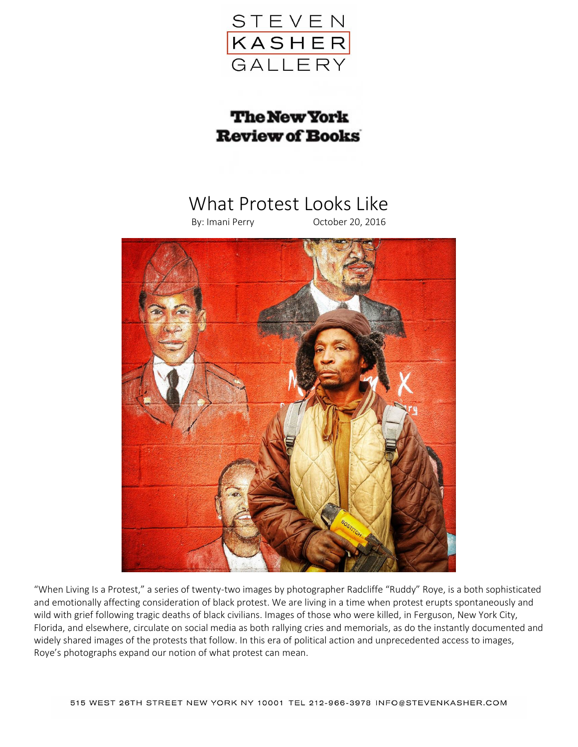STEVEN KASHER GALLERY

The New York Review of Books

# What Protest Looks Like

By: Imani Perry    October 20, 2016

“When Living Is a Protest,” a series of twenty-two images by photographer Radcliffe “Ruddy” Roye, is a both sophisticated and emotionally affecting consideration of black protest. We are living in a time when protest erupts spontaneously and wild with grief following tragic deaths of black civilians. Images of those who were killed, in Ferguson, New York City, Florida, and elsewhere, circulate on social media as both rallying cries and memorials, as do the instantly documented and widely shared images of the protests that follow. In this era of political action and unprecedented access to images, Roye’s photographs expand our notion of what protest can mean.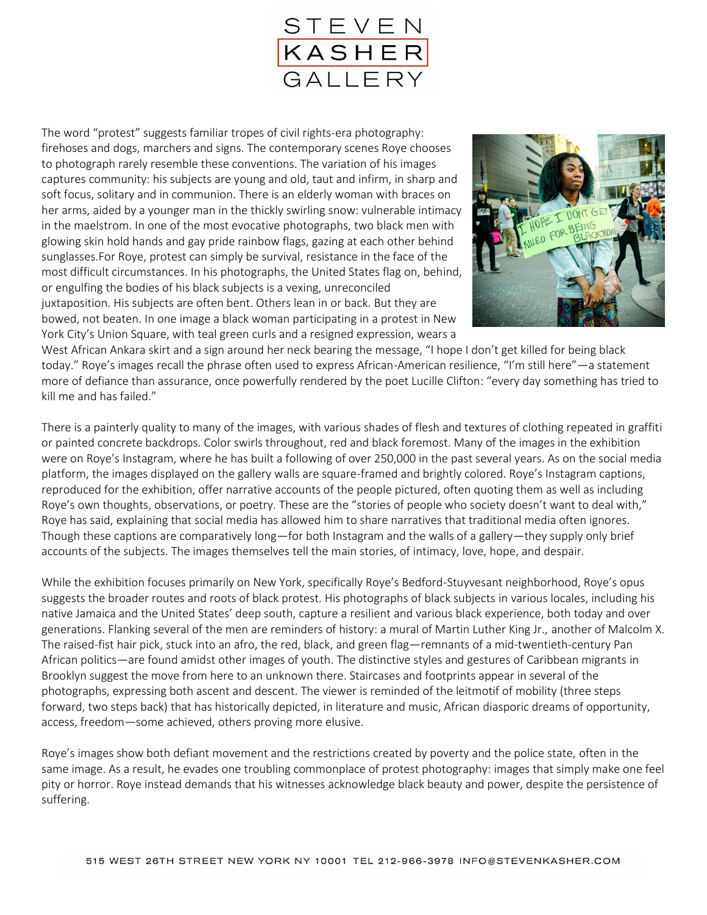The word “protest” suggests familiar tropes of civil rights-era photography: firehoses and dogs, marchers and signs. The contemporary scenes Roye chooses to photograph rarely resemble these conventions. The variation of his images captures community: his subjects are young and old, taut and infirm, in sharp and soft focus, solitary and in communion. There is an elderly woman with braces on her arms, aided by a younger man in the thickly swirling snow: vulnerable intimacy in the maelstrom. In one of the most evocative photographs, two black men with glowing skin hold hands and gay pride rainbow flags, gazing at each other behind sunglasses.For Roye, protest can simply be survival, resistance in the face of the most difficult circumstances. In his photographs, the United States flag on, behind, or engulfing the bodies of his black subjects is a vexing, unreconciled juxtaposition. His subjects are often bent. Others lean in or back. But they are bowed, not beaten. In one image a black woman participating in a protest in New York City’s Union Square, with teal green curls and a resigned expression, wears a West African Ankara skirt and a sign around her neck bearing the message, “I hope I don’t get killed for being black today.” Roye’s images recall the phrase often used to express African-American resilience, “I’m still here”—a statement more of defiance than assurance, once powerfully rendered by the poet Lucille Clifton: “every day something has tried to kill me and has failed.”

There is a painterly quality to many of the images, with various shades of flesh and textures of clothing repeated in graffiti or painted concrete backdrops. Color swirls throughout, red and black foremost. Many of the images in the exhibition were on Roye’s Instagram, where he has built a following of over 250,000 in the past several years. As on the social media platform, the images displayed on the gallery walls are square-framed and brightly colored. Roye’s Instagram captions, reproduced for the exhibition, offer narrative accounts of the people pictured, often quoting them as well as including Roye’s own thoughts, observations, or poetry. These are the “stories of people who society doesn’t want to deal with,” Roye has said, explaining that social media has allowed him to share narratives that traditional media often ignores. Though these captions are comparatively long—for both Instagram and the walls of a gallery—they supply only brief accounts of the subjects. The images themselves tell the main stories, of intimacy, love, hope, and despair.

While the exhibition focuses primarily on New York, specifically Roye’s Bedford-Stuyvesant neighborhood, Roye’s opus suggests the broader routes and roots of black protest. His photographs of black subjects in various locales, including his native Jamaica and the United States’ deep south, capture a resilient and various black experience, both today and over generations. Flanking several of the men are reminders of history: a mural of Martin Luther King Jr., another of Malcolm X. The raised-fist hair pick, stuck into an afro, the red, black, and green flag—remnants of a mid-twentieth-century Pan African politics—are found amidst other images of youth. The distinctive styles and gestures of Caribbean migrants in Brooklyn suggest the move from here to an unknown there. Staircases and footprints appear in several of the photographs, expressing both ascent and descent. The viewer is reminded of the leitmotif of mobility (three steps forward, two steps back) that has historically depicted, in literature and music, African diasporic dreams of opportunity, access, freedom—some achieved, others proving more elusive.

Roye’s images show both defiant movement and the restrictions created by poverty and the police state, often in the same image. As a result, he evades one troubling commonplace of protest photography: images that simply make one feel pity or horror. Roye instead demands that his witnesses acknowledge black beauty and power, despite the persistence of suffering.